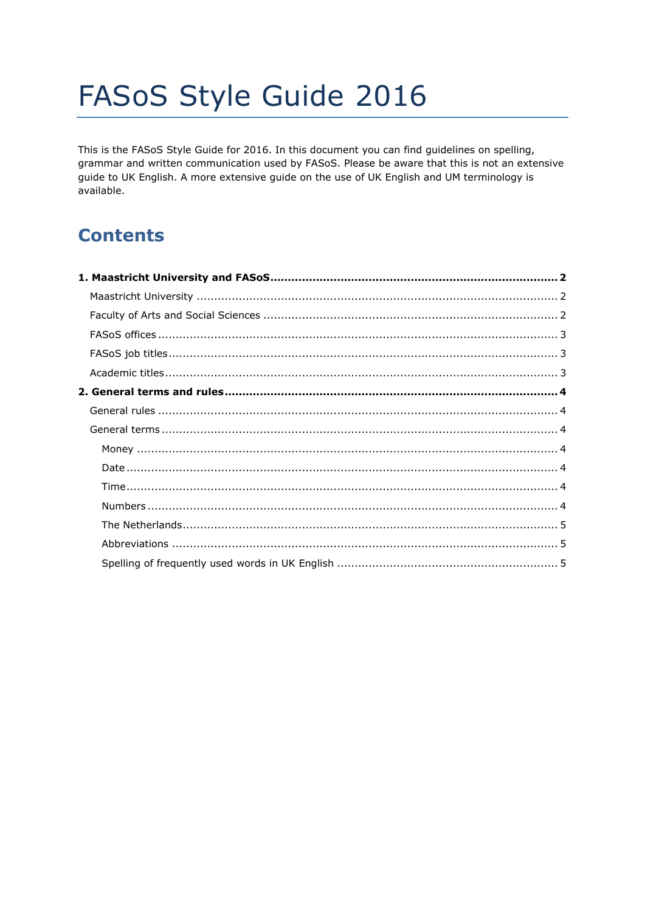# FASoS Style Guide 2016

This is the FASoS Style Guide for 2016. In this document you can find guidelines on spelling, grammar and written communication used by FASoS. Please be aware that this is not an extensive guide to UK English. A more extensive guide on the use of UK English and UM terminology is available.

## Contents

**1. Maastricht University and FASoS ........ 2**

- Maastricht University ........ 2
- Faculty of Arts and Social Sciences ........ 2
- FASoS offices ........ 3
- FASoS job titles ........ 3
- Academic titles ........ 3

**2. General terms and rules ........ 4**

- General rules ........ 4
- General terms ........ 4
  - Money ........ 4
  - Date ........ 4
  - Time ........ 4
  - Numbers ........ 4
  - The Netherlands ........ 5
  - Abbreviations ........ 5
  - Spelling of frequently used words in UK English ........ 5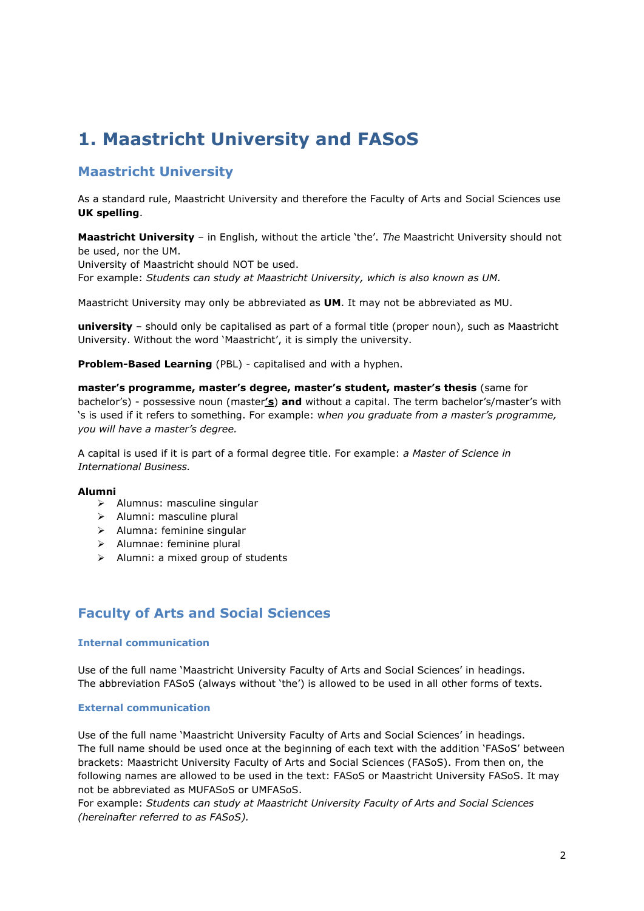# 1. Maastricht University and FASoS

## Maastricht University

As a standard rule, Maastricht University and therefore the Faculty of Arts and Social Sciences use **UK spelling**.

**Maastricht University** – in English, without the article 'the'. *The* Maastricht University should not be used, nor the UM.
University of Maastricht should NOT be used.
For example: *Students can study at Maastricht University, which is also known as UM.*

Maastricht University may only be abbreviated as **UM**. It may not be abbreviated as MU.

**university** – should only be capitalised as part of a formal title (proper noun), such as Maastricht University. Without the word 'Maastricht', it is simply the university.

**Problem-Based Learning** (PBL) - capitalised and with a hyphen.

**master's programme, master's degree, master's student, master's thesis** (same for bachelor's) - possessive noun (master***'s***) **and** without a capital. The term bachelor's/master's with 's is used if it refers to something. For example: *when you graduate from a master's programme, you will have a master's degree.*

A capital is used if it is part of a formal degree title. For example: *a Master of Science in International Business.*

**Alumni**

- Alumnus: masculine singular
- Alumni: masculine plural
- Alumna: feminine singular
- Alumnae: feminine plural
- Alumni: a mixed group of students

## Faculty of Arts and Social Sciences

### Internal communication

Use of the full name 'Maastricht University Faculty of Arts and Social Sciences' in headings.
The abbreviation FASoS (always without 'the') is allowed to be used in all other forms of texts.

### External communication

Use of the full name 'Maastricht University Faculty of Arts and Social Sciences' in headings.
The full name should be used once at the beginning of each text with the addition 'FASoS' between brackets: Maastricht University Faculty of Arts and Social Sciences (FASoS). From then on, the following names are allowed to be used in the text: FASoS or Maastricht University FASoS. It may not be abbreviated as MUFASoS or UMFASoS.
For example: *Students can study at Maastricht University Faculty of Arts and Social Sciences (hereinafter referred to as FASoS).*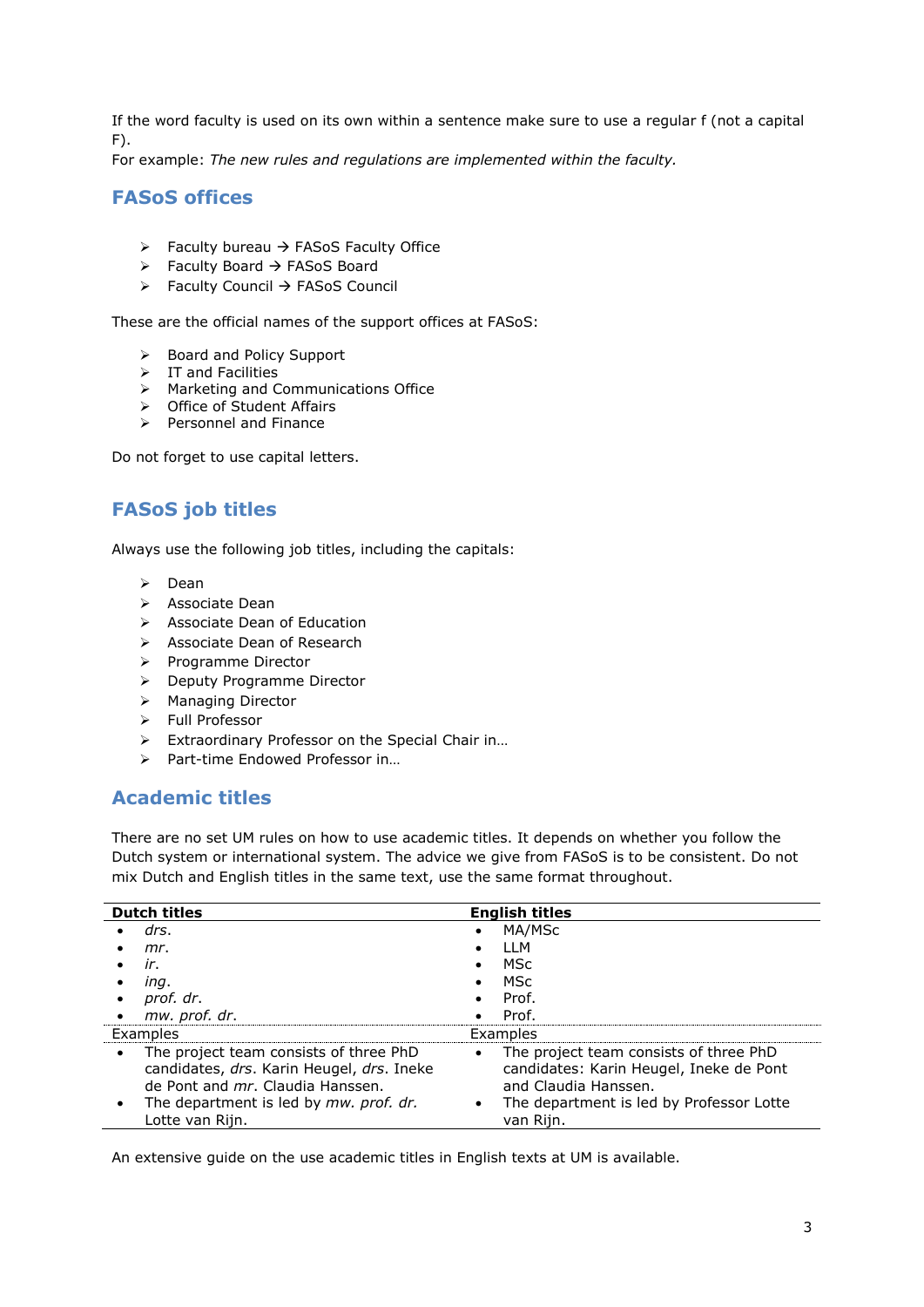If the word faculty is used on its own within a sentence make sure to use a regular f (not a capital F).
For example: *The new rules and regulations are implemented within the faculty.*

## FASoS offices

- Faculty bureau → FASoS Faculty Office
- Faculty Board → FASoS Board
- Faculty Council → FASoS Council

These are the official names of the support offices at FASoS:

- Board and Policy Support
- IT and Facilities
- Marketing and Communications Office
- Office of Student Affairs
- Personnel and Finance

Do not forget to use capital letters.

## FASoS job titles

Always use the following job titles, including the capitals:

- Dean
- Associate Dean
- Associate Dean of Education
- Associate Dean of Research
- Programme Director
- Deputy Programme Director
- Managing Director
- Full Professor
- Extraordinary Professor on the Special Chair in…
- Part-time Endowed Professor in…

## Academic titles

There are no set UM rules on how to use academic titles. It depends on whether you follow the Dutch system or international system. The advice we give from FASoS is to be consistent. Do not mix Dutch and English titles in the same text, use the same format throughout.

| **Dutch titles** | **English titles** |
|---|---|
| • *drs.* | • MA/MSc |
| • *mr.* | • LLM |
| • *ir.* | • MSc |
| • *ing.* | • MSc |
| • *prof. dr.* | • Prof. |
| • *mw. prof. dr.* | • Prof. |
| Examples | Examples |
| • The project team consists of three PhD candidates, *drs*. Karin Heugel, *drs*. Ineke de Pont and *mr*. Claudia Hanssen. | • The project team consists of three PhD candidates: Karin Heugel, Ineke de Pont and Claudia Hanssen. |
| • The department is led by *mw. prof. dr.* Lotte van Rijn. | • The department is led by Professor Lotte van Rijn. |

An extensive guide on the use academic titles in English texts at UM is available.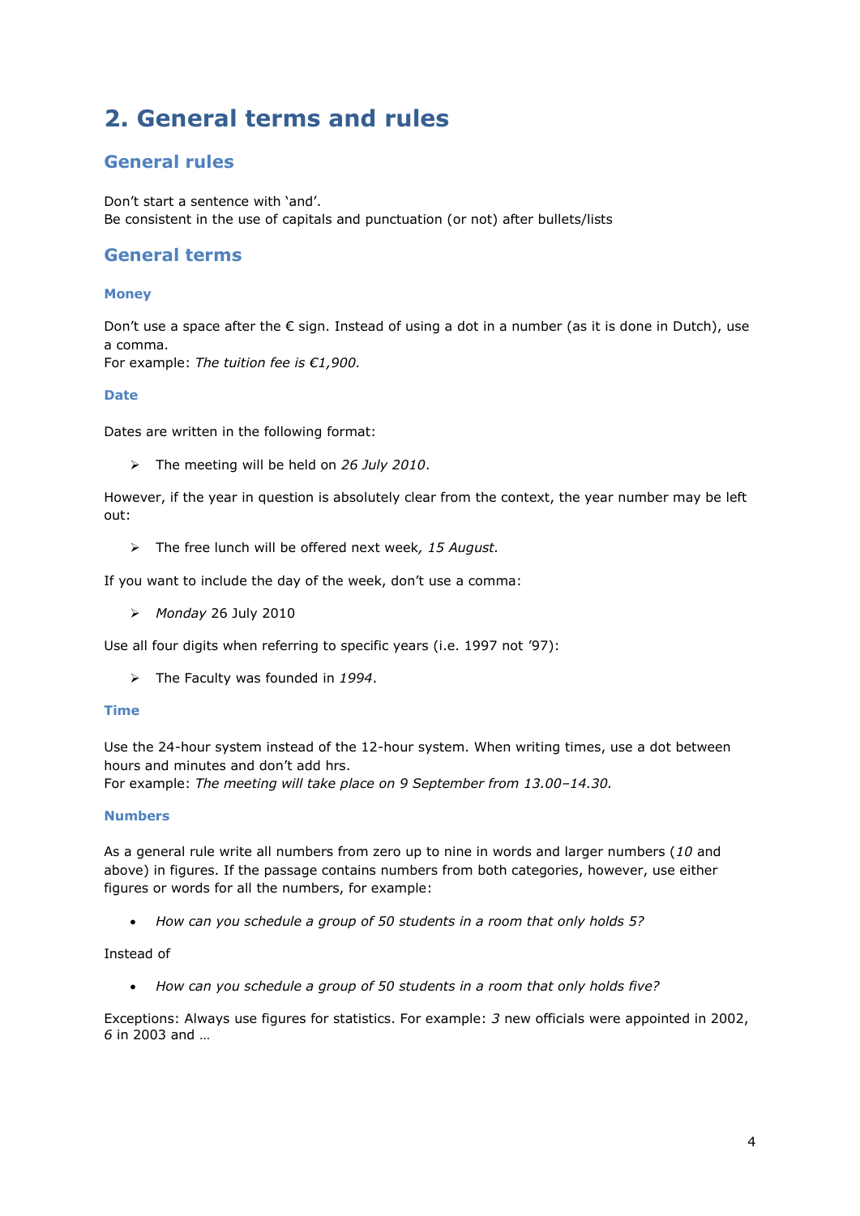# 2. General terms and rules

## General rules

Don’t start a sentence with ‘and’.
Be consistent in the use of capitals and punctuation (or not) after bullets/lists

## General terms

### Money

Don’t use a space after the € sign. Instead of using a dot in a number (as it is done in Dutch), use a comma.
For example: *The tuition fee is €1,900.*

### Date

Dates are written in the following format:

- The meeting will be held on *26 July 2010*.

However, if the year in question is absolutely clear from the context, the year number may be left out:

- The free lunch will be offered next week*, 15 August.*

If you want to include the day of the week, don’t use a comma:

- *Monday* 26 July 2010

Use all four digits when referring to specific years (i.e. 1997 not ’97):

- The Faculty was founded in *1994*.

### Time

Use the 24-hour system instead of the 12-hour system. When writing times, use a dot between hours and minutes and don’t add hrs.
For example: *The meeting will take place on 9 September from 13.00–14.30.*

### Numbers

As a general rule write all numbers from zero up to nine in words and larger numbers (*10* and above) in figures. If the passage contains numbers from both categories, however, use either figures or words for all the numbers, for example:

- *How can you schedule a group of 50 students in a room that only holds 5?*

Instead of

- *How can you schedule a group of 50 students in a room that only holds five?*

Exceptions: Always use figures for statistics. For example: *3* new officials were appointed in 2002, *6* in 2003 and …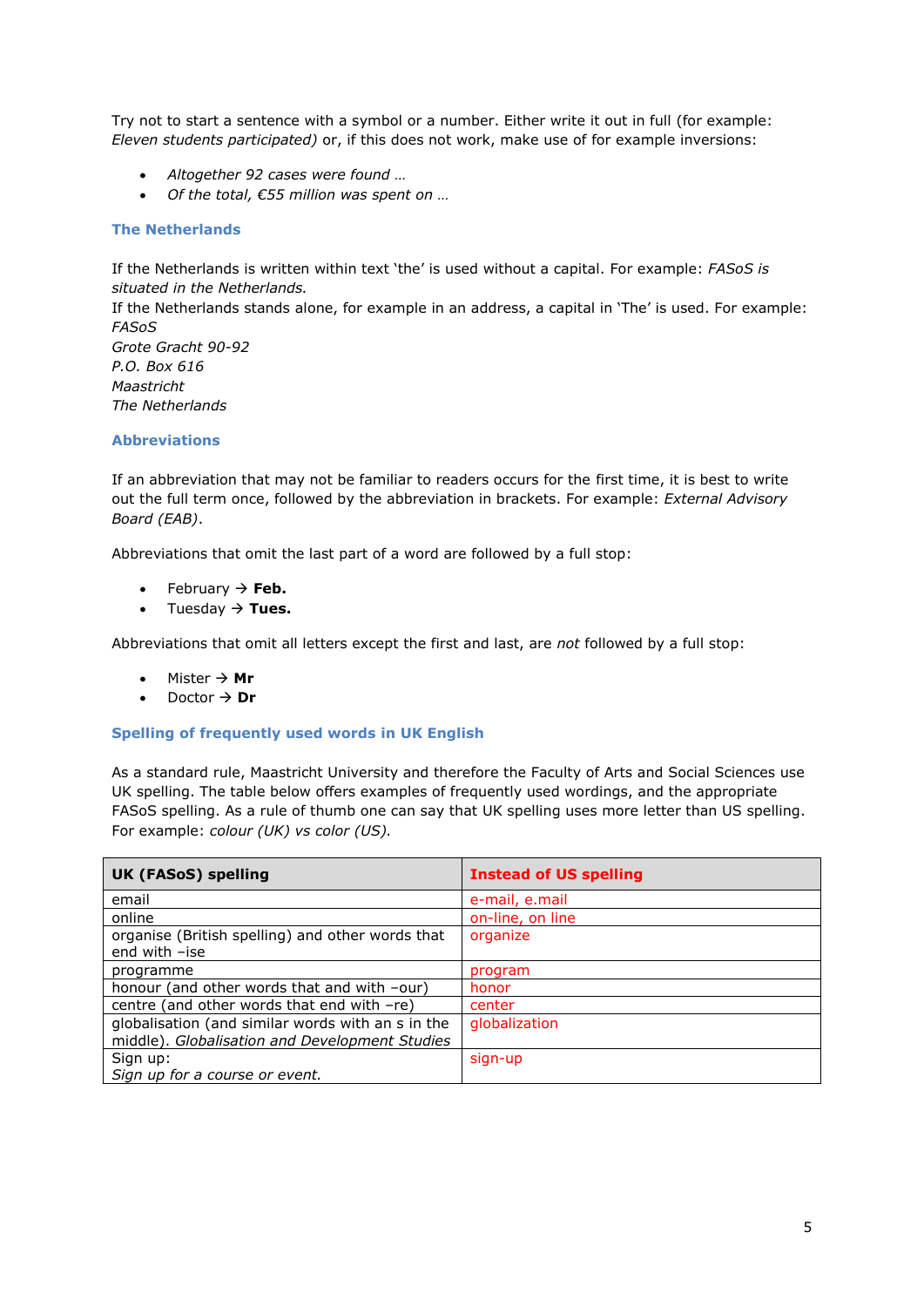Try not to start a sentence with a symbol or a number. Either write it out in full (for example: *Eleven students participated)* or, if this does not work, make use of for example inversions:

- *Altogether 92 cases were found …*
- *Of the total, €55 million was spent on …*

### The Netherlands

If the Netherlands is written within text 'the' is used without a capital. For example: *FASoS is situated in the Netherlands.*
If the Netherlands stands alone, for example in an address, a capital in 'The' is used. For example:
*FASoS*
*Grote Gracht 90-92*
*P.O. Box 616*
*Maastricht*
*The Netherlands*

### Abbreviations

If an abbreviation that may not be familiar to readers occurs for the first time, it is best to write out the full term once, followed by the abbreviation in brackets. For example: *External Advisory Board (EAB)*.

Abbreviations that omit the last part of a word are followed by a full stop:

- February → **Feb.**
- Tuesday → **Tues.**

Abbreviations that omit all letters except the first and last, are *not* followed by a full stop:

- Mister → **Mr**
- Doctor → **Dr**

### Spelling of frequently used words in UK English

As a standard rule, Maastricht University and therefore the Faculty of Arts and Social Sciences use UK spelling. The table below offers examples of frequently used wordings, and the appropriate FASoS spelling. As a rule of thumb one can say that UK spelling uses more letter than US spelling. For example: *colour (UK) vs color (US).*

| UK (FASoS) spelling | Instead of US spelling |
|---|---|
| email | e-mail, e.mail |
| online | on-line, on line |
| organise (British spelling) and other words that end with –ise | organize |
| programme | program |
| honour (and other words that and with –our) | honor |
| centre (and other words that end with –re) | center |
| globalisation (and similar words with an s in the middle). *Globalisation and Development Studies* | globalization |
| Sign up: *Sign up for a course or event.* | sign-up |